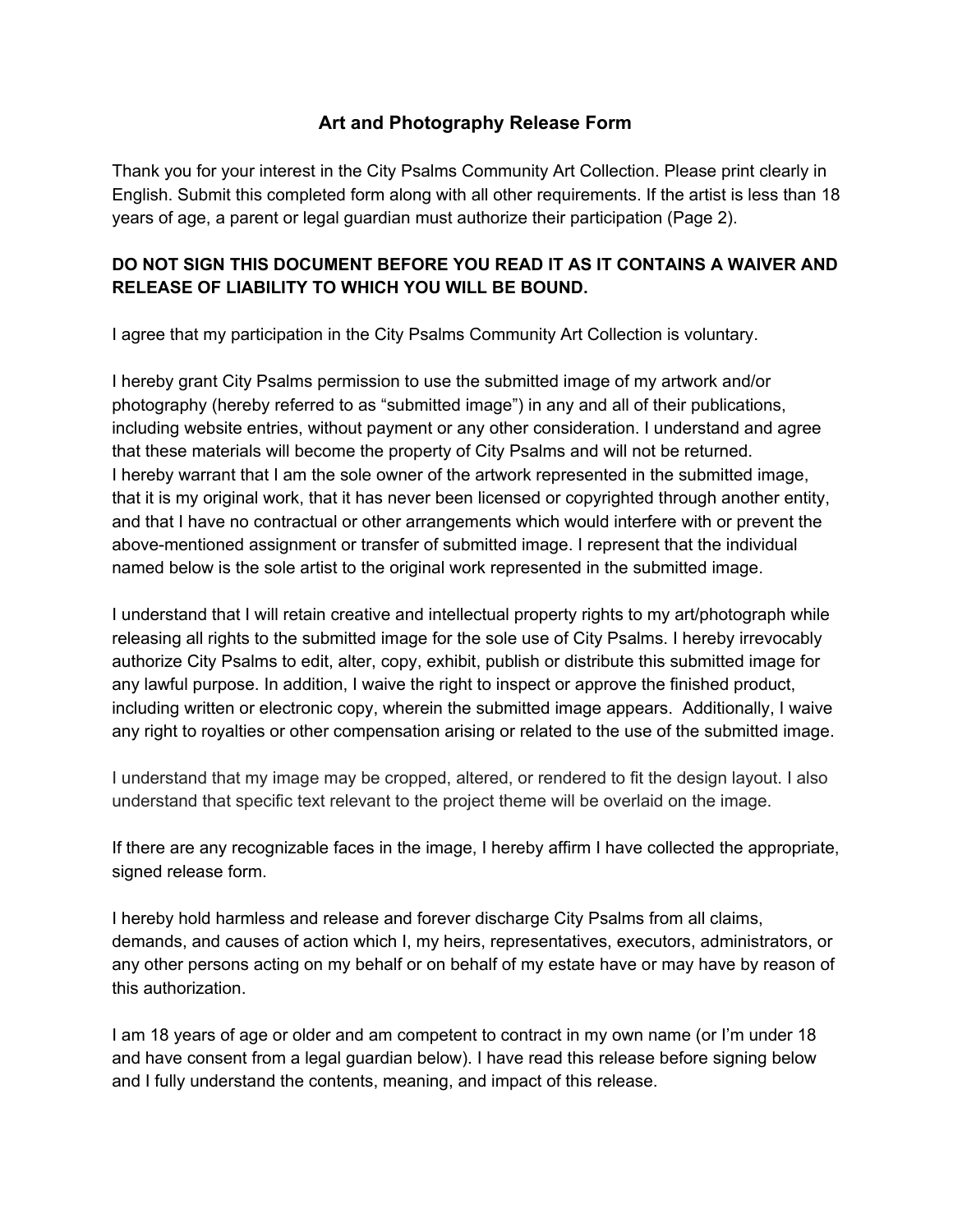# Art and Photography Release Form

Thank you for your interest in the City Psalms Community Art Collection. Please print clearly in English. Submit this completed form along with all other requirements. If the artist is less than 18 years of age, a parent or legal guardian must authorize their participation (Page 2).

**DO NOT SIGN THIS DOCUMENT BEFORE YOU READ IT AS IT CONTAINS A WAIVER AND RELEASE OF LIABILITY TO WHICH YOU WILL BE BOUND.**

I agree that my participation in the City Psalms Community Art Collection is voluntary.

I hereby grant City Psalms permission to use the submitted image of my artwork and/or photography (hereby referred to as "submitted image") in any and all of their publications, including website entries, without payment or any other consideration. I understand and agree that these materials will become the property of City Psalms and will not be returned.
I hereby warrant that I am the sole owner of the artwork represented in the submitted image, that it is my original work, that it has never been licensed or copyrighted through another entity, and that I have no contractual or other arrangements which would interfere with or prevent the above-mentioned assignment or transfer of submitted image. I represent that the individual named below is the sole artist to the original work represented in the submitted image.

I understand that I will retain creative and intellectual property rights to my art/photograph while releasing all rights to the submitted image for the sole use of City Psalms. I hereby irrevocably authorize City Psalms to edit, alter, copy, exhibit, publish or distribute this submitted image for any lawful purpose. In addition, I waive the right to inspect or approve the finished product, including written or electronic copy, wherein the submitted image appears. Additionally, I waive any right to royalties or other compensation arising or related to the use of the submitted image.

I understand that my image may be cropped, altered, or rendered to fit the design layout. I also understand that specific text relevant to the project theme will be overlaid on the image.

If there are any recognizable faces in the image, I hereby affirm I have collected the appropriate, signed release form.

I hereby hold harmless and release and forever discharge City Psalms from all claims, demands, and causes of action which I, my heirs, representatives, executors, administrators, or any other persons acting on my behalf or on behalf of my estate have or may have by reason of this authorization.

I am 18 years of age or older and am competent to contract in my own name (or I'm under 18 and have consent from a legal guardian below). I have read this release before signing below and I fully understand the contents, meaning, and impact of this release.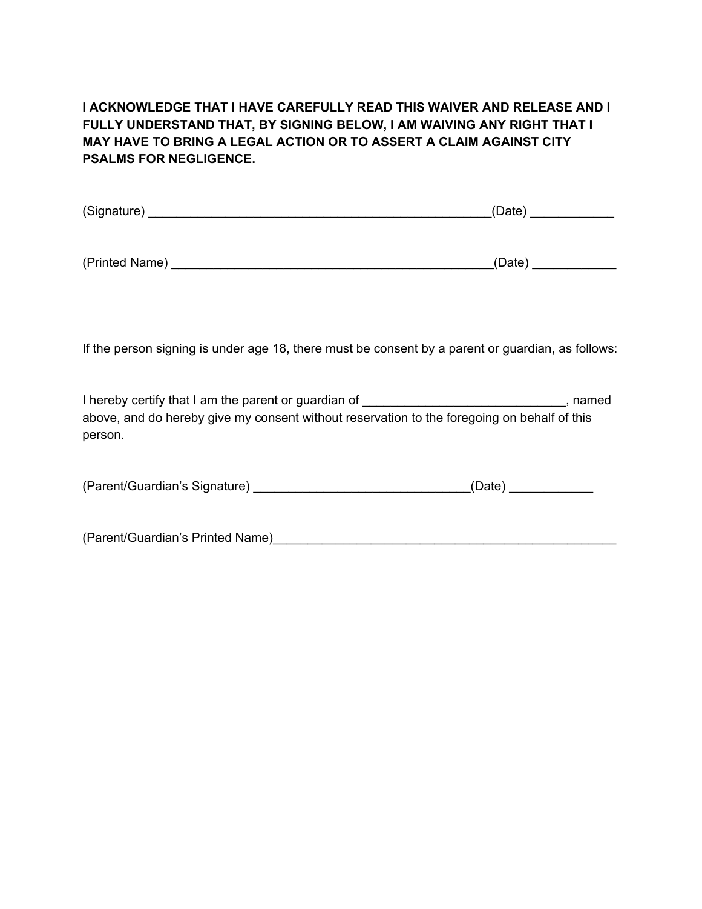**I ACKNOWLEDGE THAT I HAVE CAREFULLY READ THIS WAIVER AND RELEASE AND I FULLY UNDERSTAND THAT, BY SIGNING BELOW, I AM WAIVING ANY RIGHT THAT I MAY HAVE TO BRING A LEGAL ACTION OR TO ASSERT A CLAIM AGAINST CITY PSALMS FOR NEGLIGENCE.**

(Signature) ___________________________________________________(Date) ____________

(Printed Name) _______________________________________________(Date) ____________

If the person signing is under age 18, there must be consent by a parent or guardian, as follows:

I hereby certify that I am the parent or guardian of ____________________________, named above, and do hereby give my consent without reservation to the foregoing on behalf of this person.

(Parent/Guardian's Signature) ______________________________(Date) ____________

(Parent/Guardian's Printed Name)__________________________________________________